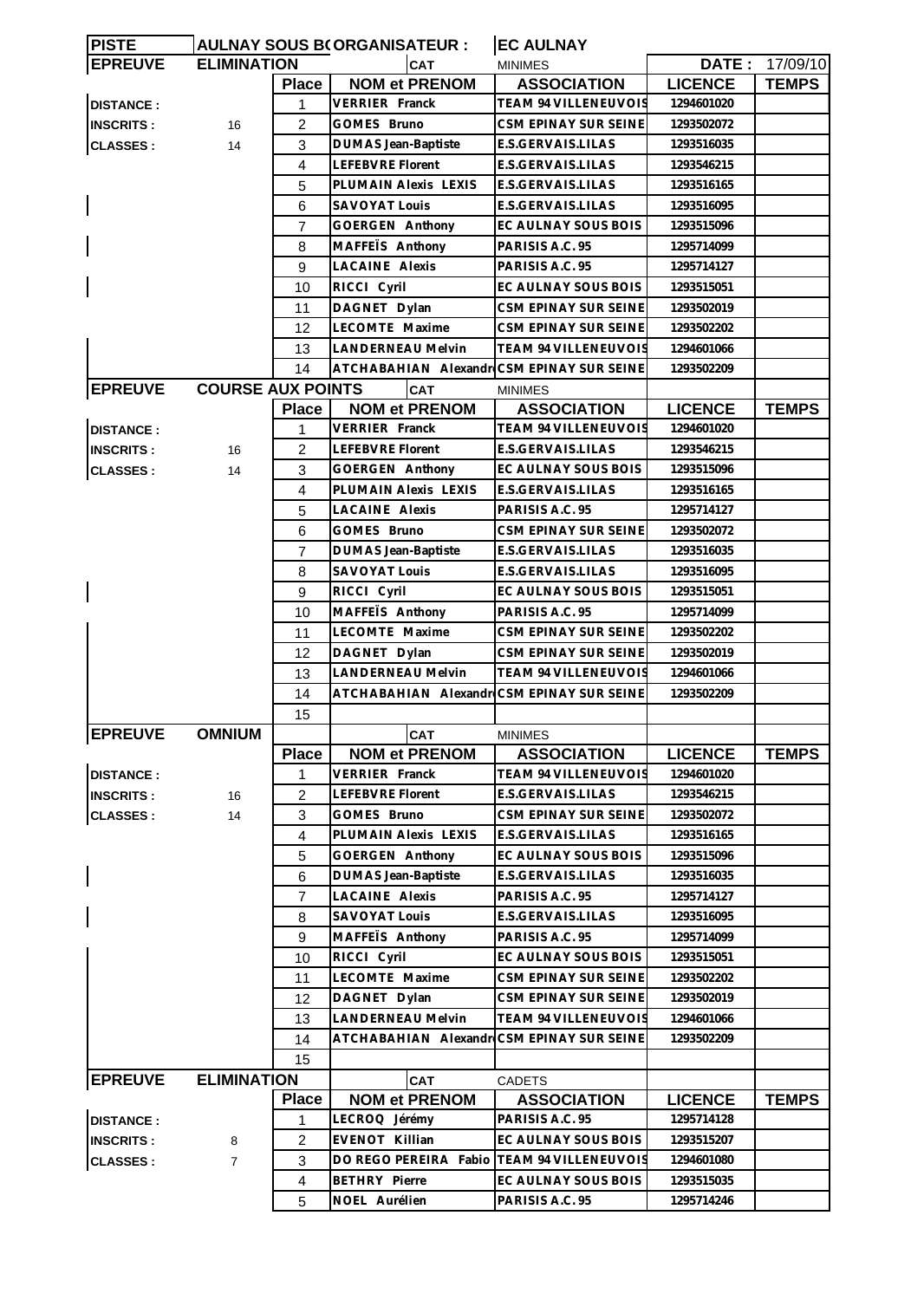| PISTE | AULNAY SOUS B( ORGANISATEUR : | | | EC AULNAY | | |
|---|---|---|---|---|---|---|
| **EPREUVE** | **ELIMINATION** | | CAT | MINIMES | DATE : | 17/09/10 |
| | | **Place** | **NOM et PRENOM** | **ASSOCIATION** | **LICENCE** | **TEMPS** |
| DISTANCE : | | 1 | VERRIER Franck | TEAM 94 VILLENEUVOIS | 1294601020 | |
| INSCRITS : | 16 | 2 | GOMES Bruno | CSM EPINAY SUR SEINE | 1293502072 | |
| CLASSES : | 14 | 3 | DUMAS Jean-Baptiste | E.S.GERVAIS.LILAS | 1293516035 | |
| | | 4 | LEFEBVRE Florent | E.S.GERVAIS.LILAS | 1293546215 | |
| | | 5 | PLUMAIN Alexis LEXIS | E.S.GERVAIS.LILAS | 1293516165 | |
| | | 6 | SAVOYAT Louis | E.S.GERVAIS.LILAS | 1293516095 | |
| | | 7 | GOERGEN Anthony | EC AULNAY SOUS BOIS | 1293515096 | |
| | | 8 | MAFFEÏS Anthony | PARISIS A.C. 95 | 1295714099 | |
| | | 9 | LACAINE Alexis | PARISIS A.C. 95 | 1295714127 | |
| | | 10 | RICCI Cyril | EC AULNAY SOUS BOIS | 1293515051 | |
| | | 11 | DAGNET Dylan | CSM EPINAY SUR SEINE | 1293502019 | |
| | | 12 | LECOMTE Maxime | CSM EPINAY SUR SEINE | 1293502202 | |
| | | 13 | LANDERNEAU Melvin | TEAM 94 VILLENEUVOIS | 1294601066 | |
| | | 14 | ATCHABAHIAN Alexandr | CSM EPINAY SUR SEINE | 1293502209 | |
| **EPREUVE** | **COURSE AUX POINTS** | | CAT | MINIMES | | |
| | | **Place** | **NOM et PRENOM** | **ASSOCIATION** | **LICENCE** | **TEMPS** |
| DISTANCE : | | 1 | VERRIER Franck | TEAM 94 VILLENEUVOIS | 1294601020 | |
| INSCRITS : | 16 | 2 | LEFEBVRE Florent | E.S.GERVAIS.LILAS | 1293546215 | |
| CLASSES : | 14 | 3 | GOERGEN Anthony | EC AULNAY SOUS BOIS | 1293515096 | |
| | | 4 | PLUMAIN Alexis LEXIS | E.S.GERVAIS.LILAS | 1293516165 | |
| | | 5 | LACAINE Alexis | PARISIS A.C. 95 | 1295714127 | |
| | | 6 | GOMES Bruno | CSM EPINAY SUR SEINE | 1293502072 | |
| | | 7 | DUMAS Jean-Baptiste | E.S.GERVAIS.LILAS | 1293516035 | |
| | | 8 | SAVOYAT Louis | E.S.GERVAIS.LILAS | 1293516095 | |
| | | 9 | RICCI Cyril | EC AULNAY SOUS BOIS | 1293515051 | |
| | | 10 | MAFFEÏS Anthony | PARISIS A.C. 95 | 1295714099 | |
| | | 11 | LECOMTE Maxime | CSM EPINAY SUR SEINE | 1293502202 | |
| | | 12 | DAGNET Dylan | CSM EPINAY SUR SEINE | 1293502019 | |
| | | 13 | LANDERNEAU Melvin | TEAM 94 VILLENEUVOIS | 1294601066 | |
| | | 14 | ATCHABAHIAN Alexandr | CSM EPINAY SUR SEINE | 1293502209 | |
| | | 15 | | | | |
| **EPREUVE** | **OMNIUM** | | CAT | MINIMES | | |
| | | **Place** | **NOM et PRENOM** | **ASSOCIATION** | **LICENCE** | **TEMPS** |
| DISTANCE : | | 1 | VERRIER Franck | TEAM 94 VILLENEUVOIS | 1294601020 | |
| INSCRITS : | 16 | 2 | LEFEBVRE Florent | E.S.GERVAIS.LILAS | 1293546215 | |
| CLASSES : | 14 | 3 | GOMES Bruno | CSM EPINAY SUR SEINE | 1293502072 | |
| | | 4 | PLUMAIN Alexis LEXIS | E.S.GERVAIS.LILAS | 1293516165 | |
| | | 5 | GOERGEN Anthony | EC AULNAY SOUS BOIS | 1293515096 | |
| | | 6 | DUMAS Jean-Baptiste | E.S.GERVAIS.LILAS | 1293516035 | |
| | | 7 | LACAINE Alexis | PARISIS A.C. 95 | 1295714127 | |
| | | 8 | SAVOYAT Louis | E.S.GERVAIS.LILAS | 1293516095 | |
| | | 9 | MAFFEÏS Anthony | PARISIS A.C. 95 | 1295714099 | |
| | | 10 | RICCI Cyril | EC AULNAY SOUS BOIS | 1293515051 | |
| | | 11 | LECOMTE Maxime | CSM EPINAY SUR SEINE | 1293502202 | |
| | | 12 | DAGNET Dylan | CSM EPINAY SUR SEINE | 1293502019 | |
| | | 13 | LANDERNEAU Melvin | TEAM 94 VILLENEUVOIS | 1294601066 | |
| | | 14 | ATCHABAHIAN Alexandr | CSM EPINAY SUR SEINE | 1293502209 | |
| | | 15 | | | | |
| **EPREUVE** | **ELIMINATION** | | CAT | CADETS | | |
| | | **Place** | **NOM et PRENOM** | **ASSOCIATION** | **LICENCE** | **TEMPS** |
| DISTANCE : | | 1 | LECROQ Jérémy | PARISIS A.C. 95 | 1295714128 | |
| INSCRITS : | 8 | 2 | EVENOT Killian | EC AULNAY SOUS BOIS | 1293515207 | |
| CLASSES : | 7 | 3 | DO REGO PEREIRA Fabio | TEAM 94 VILLENEUVOIS | 1294601080 | |
| | | 4 | BETHRY Pierre | EC AULNAY SOUS BOIS | 1293515035 | |
| | | 5 | NOEL Aurélien | PARISIS A.C. 95 | 1295714246 | |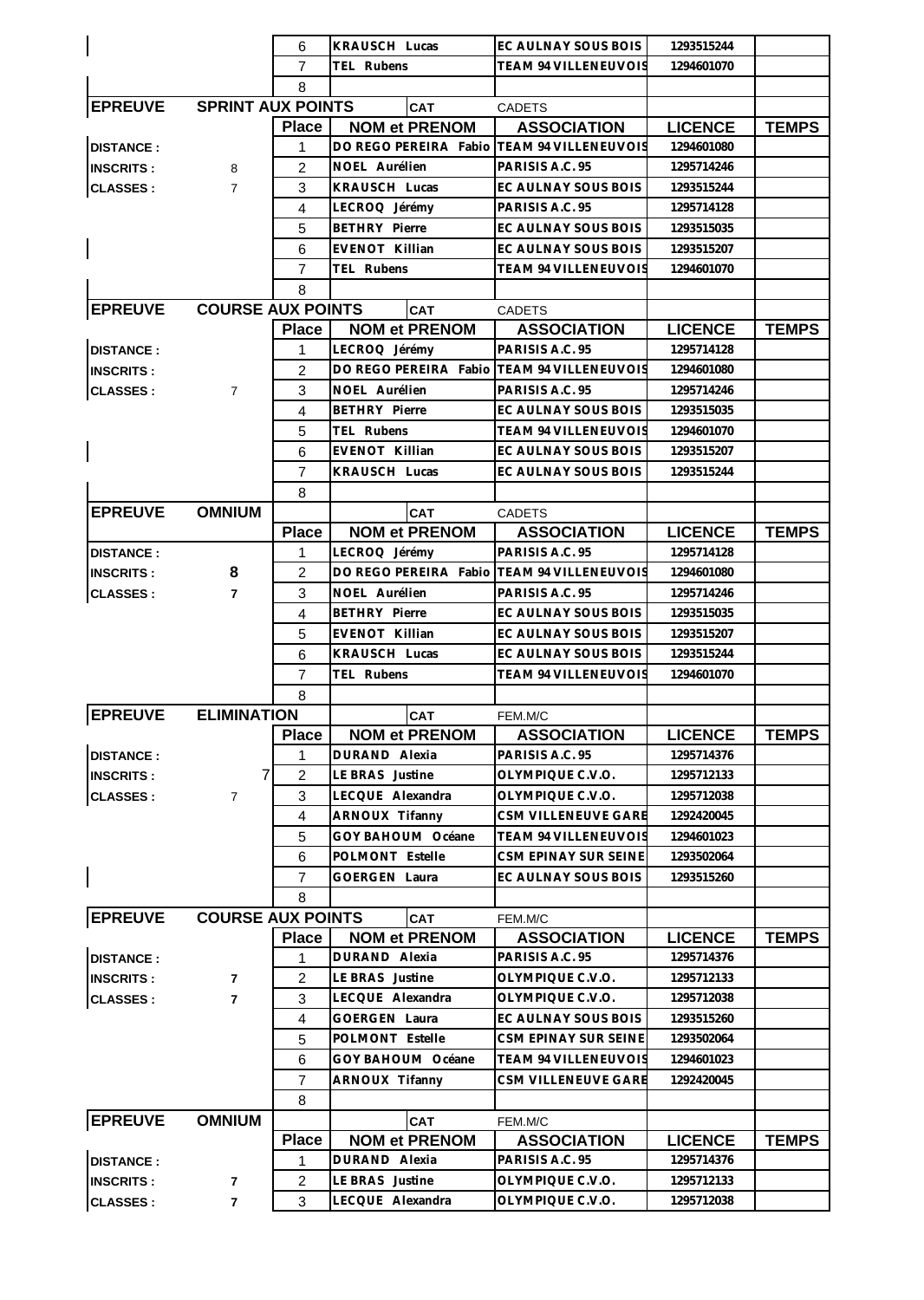| | | Place | NOM et PRENOM | ASSOCIATION | LICENCE | TEMPS |
|---|---|---|---|---|---|---|
| | | 6 | KRAUSCH Lucas | EC AULNAY SOUS BOIS | 1293515244 | |
| | | 7 | TEL Rubens | TEAM 94 VILLENEUVOIS | 1294601070 | |
| | | 8 | | | | |

| EPREUVE | SPRINT AUX POINTS | CAT | CADETS | | | |
|---|---|---|---|---|---|---|
| | | Place | NOM et PRENOM | ASSOCIATION | LICENCE | TEMPS |
| DISTANCE : | | 1 | DO REGO PEREIRA Fabio | TEAM 94 VILLENEUVOIS | 1294601080 | |
| INSCRITS : | 8 | 2 | NOEL Aurélien | PARISIS A.C. 95 | 1295714246 | |
| CLASSES : | 7 | 3 | KRAUSCH Lucas | EC AULNAY SOUS BOIS | 1293515244 | |
| | | 4 | LECROQ Jérémy | PARISIS A.C. 95 | 1295714128 | |
| | | 5 | BETHRY Pierre | EC AULNAY SOUS BOIS | 1293515035 | |
| | | 6 | EVENOT Killian | EC AULNAY SOUS BOIS | 1293515207 | |
| | | 7 | TEL Rubens | TEAM 94 VILLENEUVOIS | 1294601070 | |
| | | 8 | | | | |

| EPREUVE | COURSE AUX POINTS | CAT | CADETS | | | |
|---|---|---|---|---|---|---|
| | | Place | NOM et PRENOM | ASSOCIATION | LICENCE | TEMPS |
| DISTANCE : | | 1 | LECROQ Jérémy | PARISIS A.C. 95 | 1295714128 | |
| INSCRITS : | | 2 | DO REGO PEREIRA Fabio | TEAM 94 VILLENEUVOIS | 1294601080 | |
| CLASSES : | 7 | 3 | NOEL Aurélien | PARISIS A.C. 95 | 1295714246 | |
| | | 4 | BETHRY Pierre | EC AULNAY SOUS BOIS | 1293515035 | |
| | | 5 | TEL Rubens | TEAM 94 VILLENEUVOIS | 1294601070 | |
| | | 6 | EVENOT Killian | EC AULNAY SOUS BOIS | 1293515207 | |
| | | 7 | KRAUSCH Lucas | EC AULNAY SOUS BOIS | 1293515244 | |
| | | 8 | | | | |

| EPREUVE | OMNIUM | CAT | CADETS | | | |
|---|---|---|---|---|---|---|
| | | Place | NOM et PRENOM | ASSOCIATION | LICENCE | TEMPS |
| DISTANCE : | | 1 | LECROQ Jérémy | PARISIS A.C. 95 | 1295714128 | |
| INSCRITS : | 8 | 2 | DO REGO PEREIRA Fabio | TEAM 94 VILLENEUVOIS | 1294601080 | |
| CLASSES : | 7 | 3 | NOEL Aurélien | PARISIS A.C. 95 | 1295714246 | |
| | | 4 | BETHRY Pierre | EC AULNAY SOUS BOIS | 1293515035 | |
| | | 5 | EVENOT Killian | EC AULNAY SOUS BOIS | 1293515207 | |
| | | 6 | KRAUSCH Lucas | EC AULNAY SOUS BOIS | 1293515244 | |
| | | 7 | TEL Rubens | TEAM 94 VILLENEUVOIS | 1294601070 | |
| | | 8 | | | | |

| EPREUVE | ELIMINATION | CAT | FEM.M/C | | | |
|---|---|---|---|---|---|---|
| | | Place | NOM et PRENOM | ASSOCIATION | LICENCE | TEMPS |
| DISTANCE : | | 1 | DURAND Alexia | PARISIS A.C. 95 | 1295714376 | |
| INSCRITS : | 7 | 2 | LE BRAS Justine | OLYMPIQUE C.V.O. | 1295712133 | |
| CLASSES : | 7 | 3 | LECQUE Alexandra | OLYMPIQUE C.V.O. | 1295712038 | |
| | | 4 | ARNOUX Tifanny | CSM VILLENEUVE GARE | 1292420045 | |
| | | 5 | GOY BAHOUM Océane | TEAM 94 VILLENEUVOIS | 1294601023 | |
| | | 6 | POLMONT Estelle | CSM EPINAY SUR SEINE | 1293502064 | |
| | | 7 | GOERGEN Laura | EC AULNAY SOUS BOIS | 1293515260 | |
| | | 8 | | | | |

| EPREUVE | COURSE AUX POINTS | CAT | FEM.M/C | | | |
|---|---|---|---|---|---|---|
| | | Place | NOM et PRENOM | ASSOCIATION | LICENCE | TEMPS |
| DISTANCE : | | 1 | DURAND Alexia | PARISIS A.C. 95 | 1295714376 | |
| INSCRITS : | 7 | 2 | LE BRAS Justine | OLYMPIQUE C.V.O. | 1295712133 | |
| CLASSES : | 7 | 3 | LECQUE Alexandra | OLYMPIQUE C.V.O. | 1295712038 | |
| | | 4 | GOERGEN Laura | EC AULNAY SOUS BOIS | 1293515260 | |
| | | 5 | POLMONT Estelle | CSM EPINAY SUR SEINE | 1293502064 | |
| | | 6 | GOY BAHOUM Océane | TEAM 94 VILLENEUVOIS | 1294601023 | |
| | | 7 | ARNOUX Tifanny | CSM VILLENEUVE GARE | 1292420045 | |
| | | 8 | | | | |

| EPREUVE | OMNIUM | CAT | FEM.M/C | | | |
|---|---|---|---|---|---|---|
| | | Place | NOM et PRENOM | ASSOCIATION | LICENCE | TEMPS |
| DISTANCE : | | 1 | DURAND Alexia | PARISIS A.C. 95 | 1295714376 | |
| INSCRITS : | 7 | 2 | LE BRAS Justine | OLYMPIQUE C.V.O. | 1295712133 | |
| CLASSES : | 7 | 3 | LECQUE Alexandra | OLYMPIQUE C.V.O. | 1295712038 | |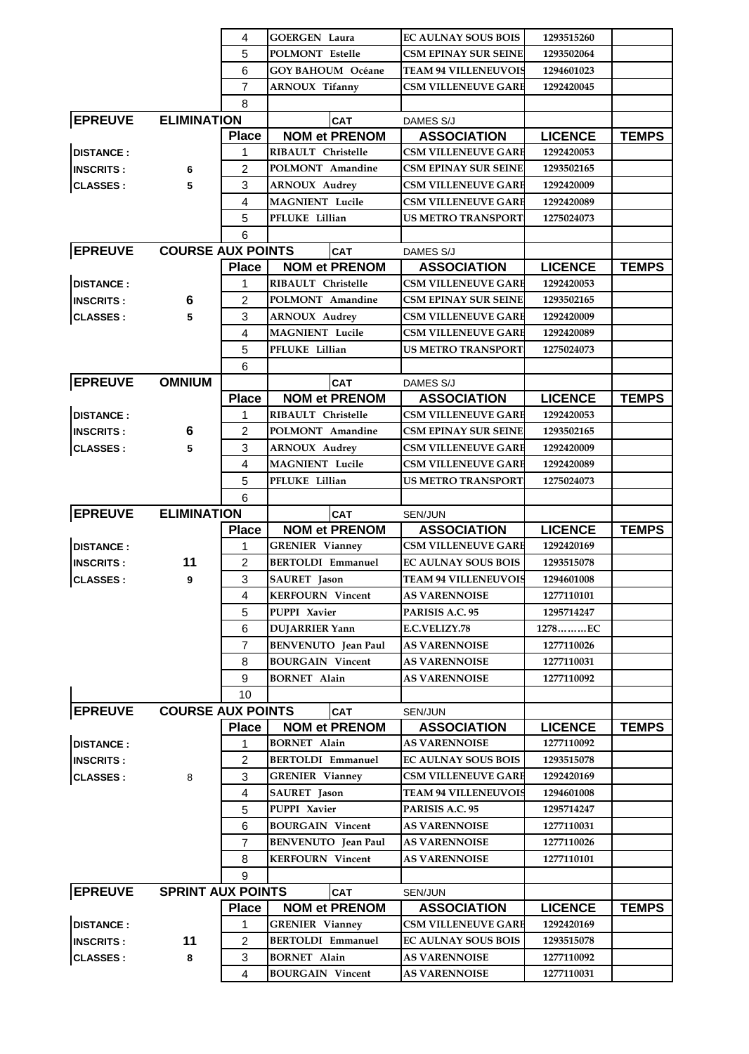| | | Place | NOM et PRENOM | ASSOCIATION | LICENCE | TEMPS |
|---|---|---|---|---|---|---|
| | | 4 | GOERGEN Laura | EC AULNAY SOUS BOIS | 1293515260 | |
| | | 5 | POLMONT Estelle | CSM EPINAY SUR SEINE | 1293502064 | |
| | | 6 | GOY BAHOUM Océane | TEAM 94 VILLENEUVOIS | 1294601023 | |
| | | 7 | ARNOUX Tifanny | CSM VILLENEUVE GARE | 1292420045 | |
| | | 8 | | | | |

| EPREUVE | ELIMINATION | | CAT | DAMES S/J | | |
|---|---|---|---|---|---|---|
| | | Place | NOM et PRENOM | ASSOCIATION | LICENCE | TEMPS |
| DISTANCE : | | 1 | RIBAULT Christelle | CSM VILLENEUVE GARE | 1292420053 | |
| INSCRITS : | 6 | 2 | POLMONT Amandine | CSM EPINAY SUR SEINE | 1293502165 | |
| CLASSES : | 5 | 3 | ARNOUX Audrey | CSM VILLENEUVE GARE | 1292420009 | |
| | | 4 | MAGNIENT Lucile | CSM VILLENEUVE GARE | 1292420089 | |
| | | 5 | PFLUKE Lillian | US METRO TRANSPORT | 1275024073 | |
| | | 6 | | | | |

| EPREUVE | COURSE AUX POINTS | | CAT | DAMES S/J | | |
|---|---|---|---|---|---|---|
| | | Place | NOM et PRENOM | ASSOCIATION | LICENCE | TEMPS |
| DISTANCE : | | 1 | RIBAULT Christelle | CSM VILLENEUVE GARE | 1292420053 | |
| INSCRITS : | 6 | 2 | POLMONT Amandine | CSM EPINAY SUR SEINE | 1293502165 | |
| CLASSES : | 5 | 3 | ARNOUX Audrey | CSM VILLENEUVE GARE | 1292420009 | |
| | | 4 | MAGNIENT Lucile | CSM VILLENEUVE GARE | 1292420089 | |
| | | 5 | PFLUKE Lillian | US METRO TRANSPORT | 1275024073 | |
| | | 6 | | | | |

| EPREUVE | OMNIUM | | CAT | DAMES S/J | | |
|---|---|---|---|---|---|---|
| | | Place | NOM et PRENOM | ASSOCIATION | LICENCE | TEMPS |
| DISTANCE : | | 1 | RIBAULT Christelle | CSM VILLENEUVE GARE | 1292420053 | |
| INSCRITS : | 6 | 2 | POLMONT Amandine | CSM EPINAY SUR SEINE | 1293502165 | |
| CLASSES : | 5 | 3 | ARNOUX Audrey | CSM VILLENEUVE GARE | 1292420009 | |
| | | 4 | MAGNIENT Lucile | CSM VILLENEUVE GARE | 1292420089 | |
| | | 5 | PFLUKE Lillian | US METRO TRANSPORT | 1275024073 | |
| | | 6 | | | | |

| EPREUVE | ELIMINATION | | CAT | SEN/JUN | | |
|---|---|---|---|---|---|---|
| | | Place | NOM et PRENOM | ASSOCIATION | LICENCE | TEMPS |
| DISTANCE : | | 1 | GRENIER Vianney | CSM VILLENEUVE GARE | 1292420169 | |
| INSCRITS : | 11 | 2 | BERTOLDI Emmanuel | EC AULNAY SOUS BOIS | 1293515078 | |
| CLASSES : | 9 | 3 | SAURET Jason | TEAM 94 VILLENEUVOIS | 1294601008 | |
| | | 4 | KERFOURN Vincent | AS VARENNOISE | 1277110101 | |
| | | 5 | PUPPI Xavier | PARISIS A.C. 95 | 1295714247 | |
| | | 6 | DUJARRIER Yann | E.C.VELIZY.78 | 1278………EC | |
| | | 7 | BENVENUTO Jean Paul | AS VARENNOISE | 1277110026 | |
| | | 8 | BOURGAIN Vincent | AS VARENNOISE | 1277110031 | |
| | | 9 | BORNET Alain | AS VARENNOISE | 1277110092 | |
| | | 10 | | | | |

| EPREUVE | COURSE AUX POINTS | | CAT | SEN/JUN | | |
|---|---|---|---|---|---|---|
| | | Place | NOM et PRENOM | ASSOCIATION | LICENCE | TEMPS |
| DISTANCE : | | 1 | BORNET Alain | AS VARENNOISE | 1277110092 | |
| INSCRITS : | | 2 | BERTOLDI Emmanuel | EC AULNAY SOUS BOIS | 1293515078 | |
| CLASSES : | 8 | 3 | GRENIER Vianney | CSM VILLENEUVE GARE | 1292420169 | |
| | | 4 | SAURET Jason | TEAM 94 VILLENEUVOIS | 1294601008 | |
| | | 5 | PUPPI Xavier | PARISIS A.C. 95 | 1295714247 | |
| | | 6 | BOURGAIN Vincent | AS VARENNOISE | 1277110031 | |
| | | 7 | BENVENUTO Jean Paul | AS VARENNOISE | 1277110026 | |
| | | 8 | KERFOURN Vincent | AS VARENNOISE | 1277110101 | |
| | | 9 | | | | |

| EPREUVE | SPRINT AUX POINTS | | CAT | SEN/JUN | | |
|---|---|---|---|---|---|---|
| | | Place | NOM et PRENOM | ASSOCIATION | LICENCE | TEMPS |
| DISTANCE : | | 1 | GRENIER Vianney | CSM VILLENEUVE GARE | 1292420169 | |
| INSCRITS : | 11 | 2 | BERTOLDI Emmanuel | EC AULNAY SOUS BOIS | 1293515078 | |
| CLASSES : | 8 | 3 | BORNET Alain | AS VARENNOISE | 1277110092 | |
| | | 4 | BOURGAIN Vincent | AS VARENNOISE | 1277110031 | |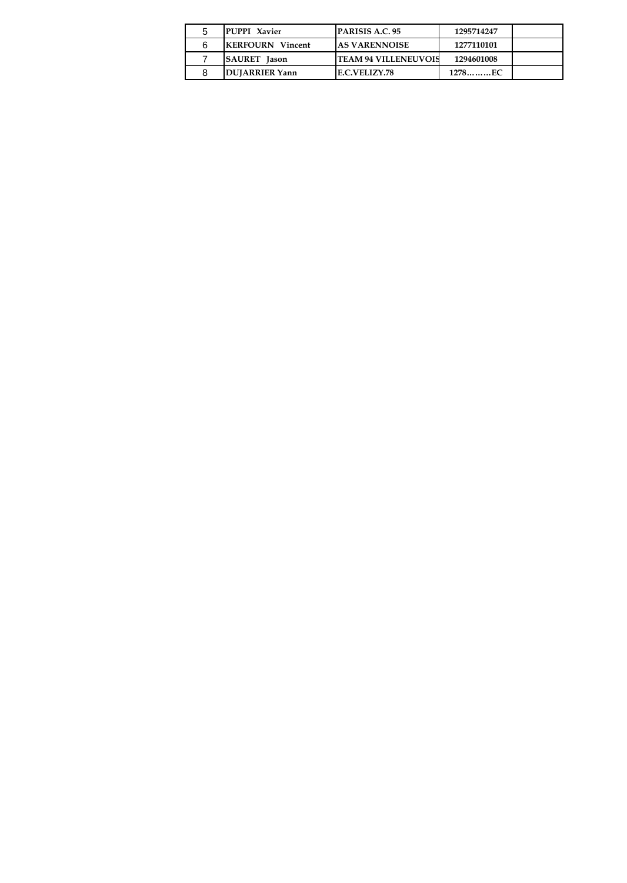| | | | | |
|---|---|---|---|---|
| 5 | **PUPPI Xavier** | **PARISIS A.C. 95** | **1295714247** | |
| 6 | **KERFOURN Vincent** | **AS VARENNOISE** | **1277110101** | |
| 7 | **SAURET Jason** | **TEAM 94 VILLENEUVOIS** | **1294601008** | |
| 8 | **DUJARRIER Yann** | **E.C.VELIZY.78** | **1278………EC** | |